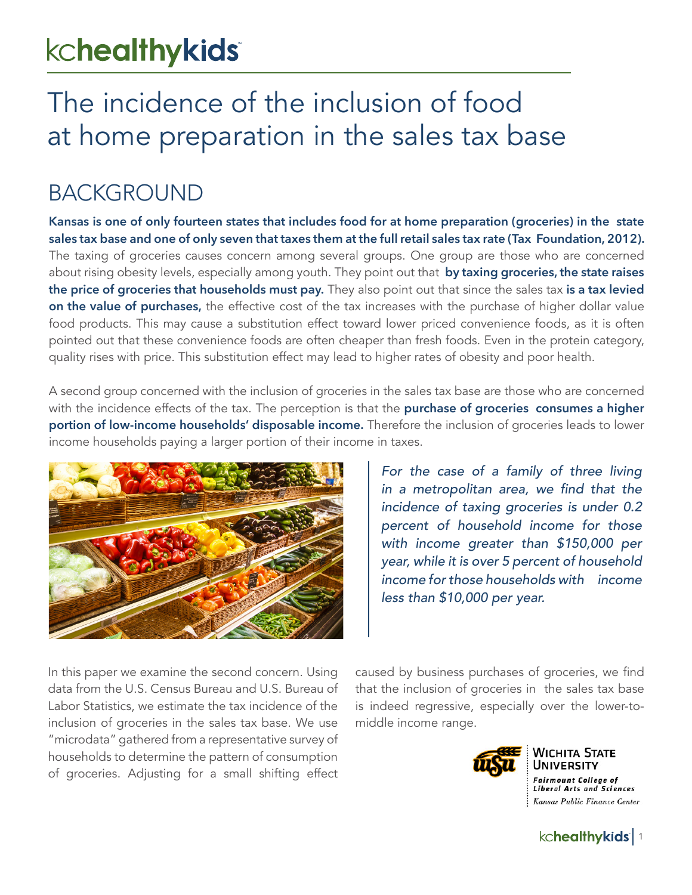# The incidence of the inclusion of food at home preparation in the sales tax base

## BACKGROUND

**Kansas is one of only fourteen states that includes food for at home preparation (groceries) in the state sales tax base and one of only seven that taxes them at the full retail sales tax rate (Tax Foundation, 2012).** The taxing of groceries causes concern among several groups. One group are those who are concerned about rising obesity levels, especially among youth. They point out that **by taxing groceries, the state raises the price of groceries that households must pay.** They also point out that since the sales tax **is a tax levied on the value of purchases,** the effective cost of the tax increases with the purchase of higher dollar value food products. This may cause a substitution effect toward lower priced convenience foods, as it is often pointed out that these convenience foods are often cheaper than fresh foods. Even in the protein category, quality rises with price. This substitution effect may lead to higher rates of obesity and poor health.

A second group concerned with the inclusion of groceries in the sales tax base are those who are concerned with the incidence effects of the tax. The perception is that the **purchase of groceries consumes a higher portion of low-income households' disposable income.** Therefore the inclusion of groceries leads to lower income households paying a larger portion of their income in taxes.

*For the case of a family of three living in a metropolitan area, we find that the incidence of taxing groceries is under 0.2 percent of household income for those with income greater than $150,000 per year, while it is over 5 percent of household income for those households with income less than $10,000 per year.*

In this paper we examine the second concern. Using data from the U.S. Census Bureau and U.S. Bureau of Labor Statistics, we estimate the tax incidence of the inclusion of groceries in the sales tax base. We use "microdata" gathered from a representative survey of households to determine the pattern of consumption of groceries. Adjusting for a small shifting effect caused by business purchases of groceries, we find that the inclusion of groceries in the sales tax base is indeed regressive, especially over the lower-to-middle income range.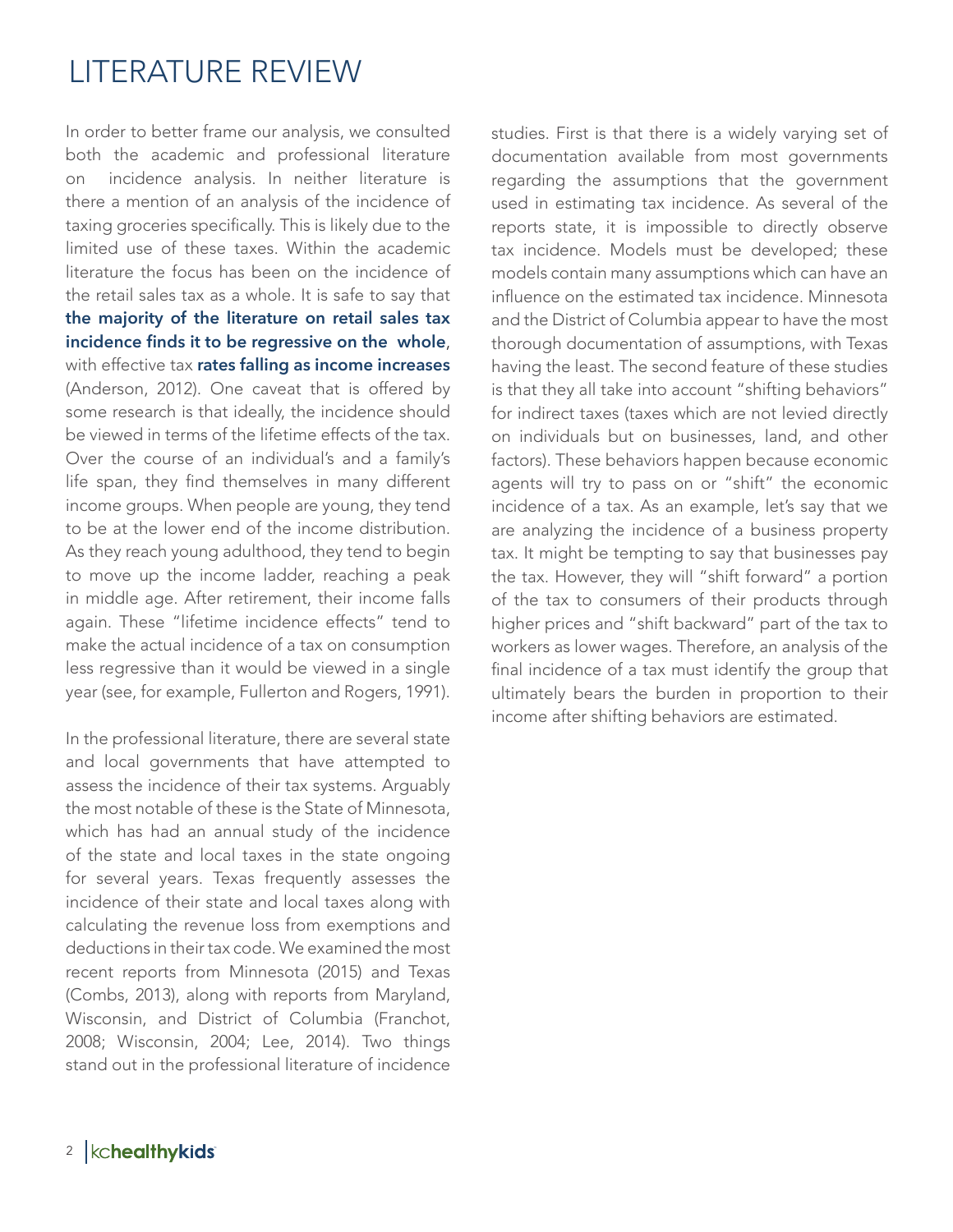# LITERATURE REVIEW

In order to better frame our analysis, we consulted both the academic and professional literature on incidence analysis. In neither literature is there a mention of an analysis of the incidence of taxing groceries specifically. This is likely due to the limited use of these taxes. Within the academic literature the focus has been on the incidence of the retail sales tax as a whole. It is safe to say that **the majority of the literature on retail sales tax incidence finds it to be regressive on the whole**, with effective tax **rates falling as income increases** (Anderson, 2012). One caveat that is offered by some research is that ideally, the incidence should be viewed in terms of the lifetime effects of the tax. Over the course of an individual's and a family's life span, they find themselves in many different income groups. When people are young, they tend to be at the lower end of the income distribution. As they reach young adulthood, they tend to begin to move up the income ladder, reaching a peak in middle age. After retirement, their income falls again. These "lifetime incidence effects" tend to make the actual incidence of a tax on consumption less regressive than it would be viewed in a single year (see, for example, Fullerton and Rogers, 1991).

In the professional literature, there are several state and local governments that have attempted to assess the incidence of their tax systems. Arguably the most notable of these is the State of Minnesota, which has had an annual study of the incidence of the state and local taxes in the state ongoing for several years. Texas frequently assesses the incidence of their state and local taxes along with calculating the revenue loss from exemptions and deductions in their tax code. We examined the most recent reports from Minnesota (2015) and Texas (Combs, 2013), along with reports from Maryland, Wisconsin, and District of Columbia (Franchot, 2008; Wisconsin, 2004; Lee, 2014). Two things stand out in the professional literature of incidence studies. First is that there is a widely varying set of documentation available from most governments regarding the assumptions that the government used in estimating tax incidence. As several of the reports state, it is impossible to directly observe tax incidence. Models must be developed; these models contain many assumptions which can have an influence on the estimated tax incidence. Minnesota and the District of Columbia appear to have the most thorough documentation of assumptions, with Texas having the least. The second feature of these studies is that they all take into account "shifting behaviors" for indirect taxes (taxes which are not levied directly on individuals but on businesses, land, and other factors). These behaviors happen because economic agents will try to pass on or "shift" the economic incidence of a tax. As an example, let's say that we are analyzing the incidence of a business property tax. It might be tempting to say that businesses pay the tax. However, they will "shift forward" a portion of the tax to consumers of their products through higher prices and "shift backward" part of the tax to workers as lower wages. Therefore, an analysis of the final incidence of a tax must identify the group that ultimately bears the burden in proportion to their income after shifting behaviors are estimated.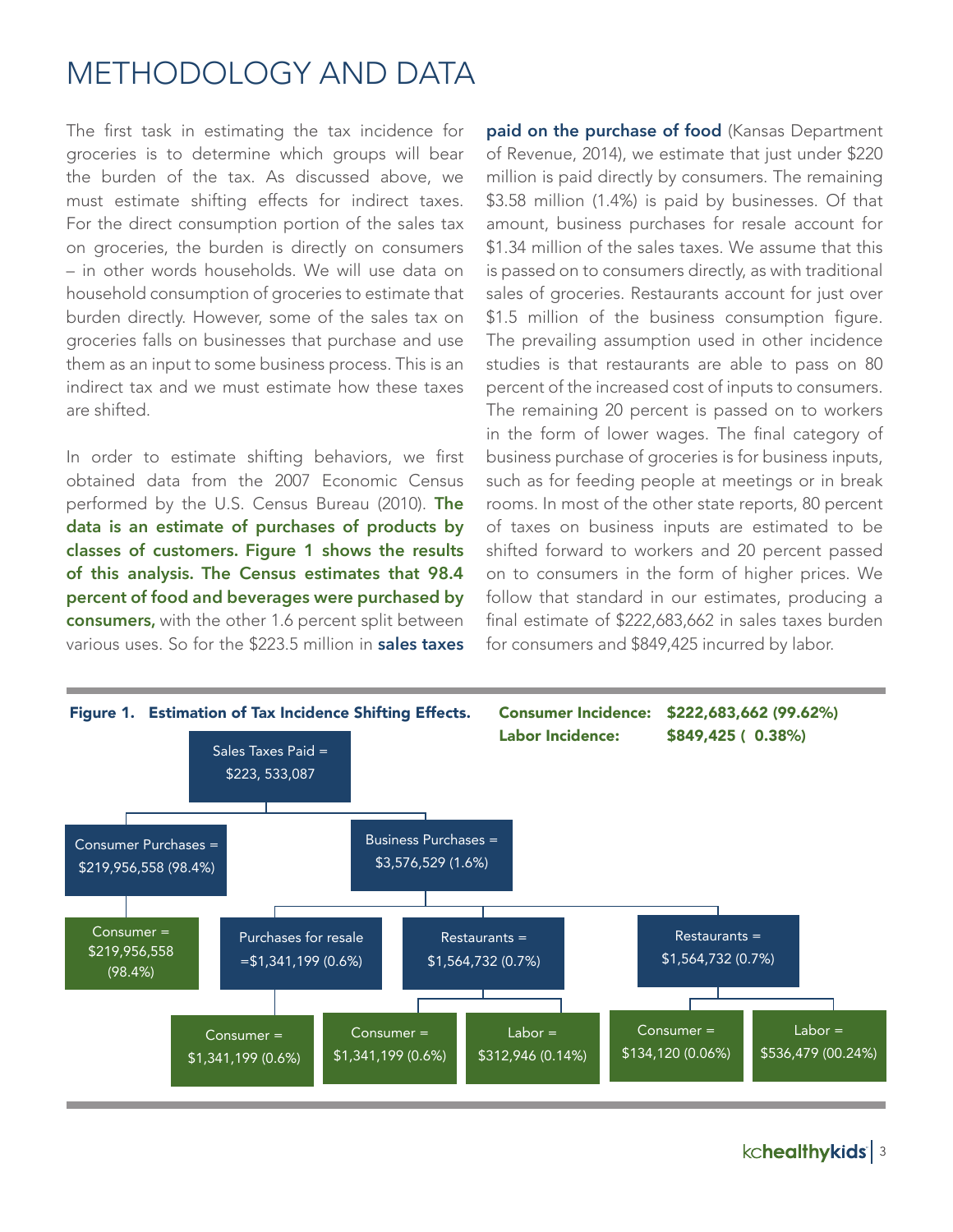# METHODOLOGY AND DATA

The first task in estimating the tax incidence for groceries is to determine which groups will bear the burden of the tax. As discussed above, we must estimate shifting effects for indirect taxes. For the direct consumption portion of the sales tax on groceries, the burden is directly on consumers – in other words households. We will use data on household consumption of groceries to estimate that burden directly. However, some of the sales tax on groceries falls on businesses that purchase and use them as an input to some business process. This is an indirect tax and we must estimate how these taxes are shifted.

In order to estimate shifting behaviors, we first obtained data from the 2007 Economic Census performed by the U.S. Census Bureau (2010). **The data is an estimate of purchases of products by classes of customers. Figure 1 shows the results of this analysis. The Census estimates that 98.4 percent of food and beverages were purchased by consumers,** with the other 1.6 percent split between various uses. So for the $223.5 million in **sales taxes paid on the purchase of food** (Kansas Department of Revenue, 2014), we estimate that just under $220 million is paid directly by consumers. The remaining $3.58 million (1.4%) is paid by businesses. Of that amount, business purchases for resale account for $1.34 million of the sales taxes. We assume that this is passed on to consumers directly, as with traditional sales of groceries. Restaurants account for just over $1.5 million of the business consumption figure. The prevailing assumption used in other incidence studies is that restaurants are able to pass on 80 percent of the increased cost of inputs to consumers. The remaining 20 percent is passed on to workers in the form of lower wages. The final category of business purchase of groceries is for business inputs, such as for feeding people at meetings or in break rooms. In most of the other state reports, 80 percent of taxes on business inputs are estimated to be shifted forward to workers and 20 percent passed on to consumers in the form of higher prices. We follow that standard in our estimates, producing a final estimate of $222,683,662 in sales taxes burden for consumers and $849,425 incurred by labor.

**Figure 1. Estimation of Tax Incidence Shifting Effects.**

**Consumer Incidence: $222,683,662 (99.62%)**
**Labor Incidence: $849,425 ( 0.38%)**

- Sales Taxes Paid = $223, 533,087
  - Consumer Purchases = $219,956,558 (98.4%)
    - Consumer = $219,956,558 (98.4%)
  - Business Purchases = $3,576,529 (1.6%)
    - Purchases for resale =$1,341,199 (0.6%)
      - Consumer = $1,341,199 (0.6%)
    - Restaurants = $1,564,732 (0.7%)
      - Consumer = $1,341,199 (0.6%)
      - Labor = $312,946 (0.14%)
    - Restaurants = $1,564,732 (0.7%)
      - Consumer = $134,120 (0.06%)
      - Labor = $536,479 (00.24%)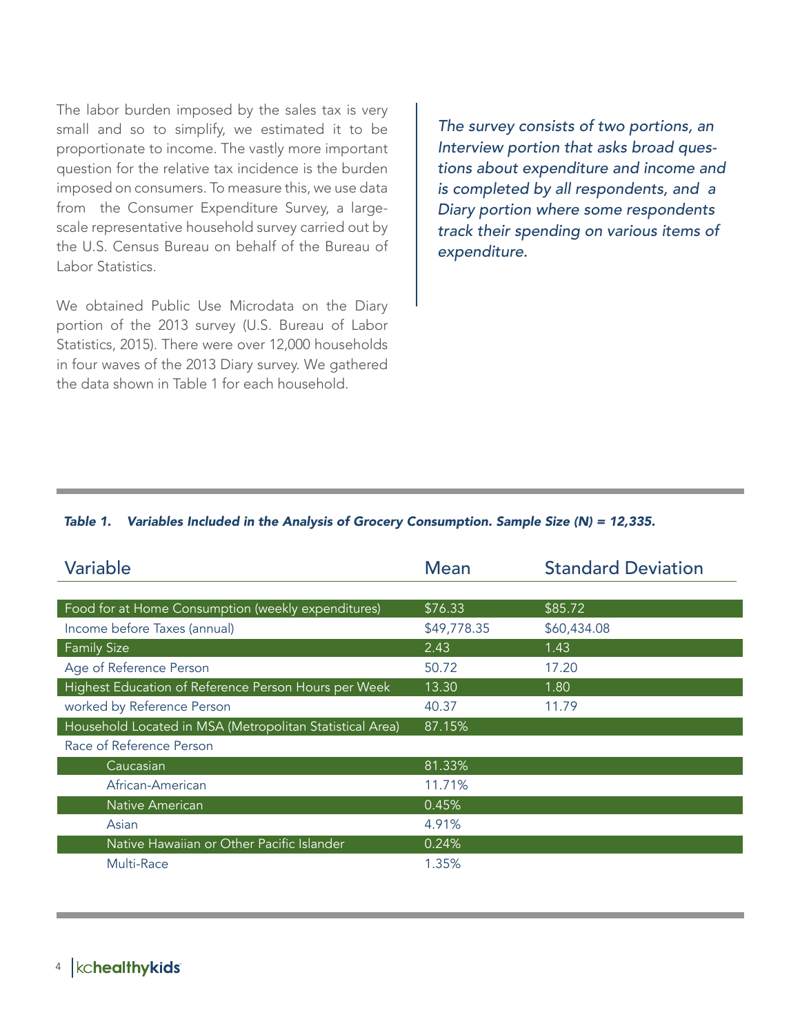The labor burden imposed by the sales tax is very small and so to simplify, we estimated it to be proportionate to income. The vastly more important question for the relative tax incidence is the burden imposed on consumers. To measure this, we use data from the Consumer Expenditure Survey, a large-scale representative household survey carried out by the U.S. Census Bureau on behalf of the Bureau of Labor Statistics.

We obtained Public Use Microdata on the Diary portion of the 2013 survey (U.S. Bureau of Labor Statistics, 2015). There were over 12,000 households in four waves of the 2013 Diary survey. We gathered the data shown in Table 1 for each household.

*The survey consists of two portions, an Interview portion that asks broad questions about expenditure and income and is completed by all respondents, and a Diary portion where some respondents track their spending on various items of expenditure.*

***Table 1. Variables Included in the Analysis of Grocery Consumption. Sample Size (N) = 12,335.***

| Variable | Mean | Standard Deviation |
|---|---|---|
| Food for at Home Consumption (weekly expenditures) | $76.33 | $85.72 |
| Income before Taxes (annual) | $49,778.35 | $60,434.08 |
| Family Size | 2.43 | 1.43 |
| Age of Reference Person | 50.72 | 17.20 |
| Highest Education of Reference Person | 13.30 | 1.80 |
| Hours per Week worked by Reference Person | 40.37 | 11.79 |
| Household Located in MSA (Metropolitan Statistical Area) | 87.15% | |
| Race of Reference Person | | |
| Caucasian | 81.33% | |
| African-American | 11.71% | |
| Native American | 0.45% | |
| Asian | 4.91% | |
| Native Hawaiian or Other Pacific Islander | 0.24% | |
| Multi-Race | 1.35% | |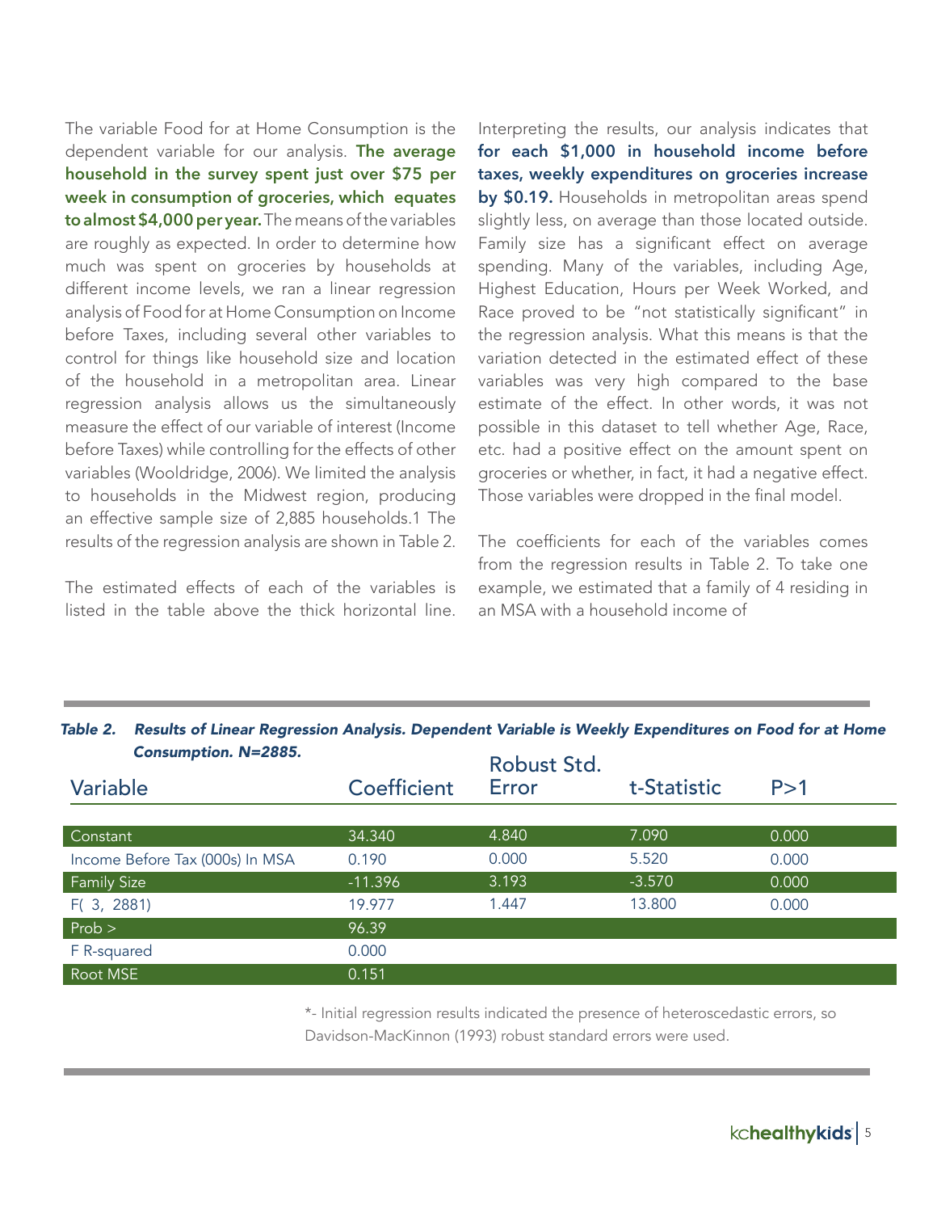The variable Food for at Home Consumption is the dependent variable for our analysis. **The average household in the survey spent just over $75 per week in consumption of groceries, which equates to almost $4,000 per year.** The means of the variables are roughly as expected. In order to determine how much was spent on groceries by households at different income levels, we ran a linear regression analysis of Food for at Home Consumption on Income before Taxes, including several other variables to control for things like household size and location of the household in a metropolitan area. Linear regression analysis allows us the simultaneously measure the effect of our variable of interest (Income before Taxes) while controlling for the effects of other variables (Wooldridge, 2006). We limited the analysis to households in the Midwest region, producing an effective sample size of 2,885 households.1 The results of the regression analysis are shown in Table 2.

The estimated effects of each of the variables is listed in the table above the thick horizontal line. Interpreting the results, our analysis indicates that **for each $1,000 in household income before taxes, weekly expenditures on groceries increase by $0.19.** Households in metropolitan areas spend slightly less, on average than those located outside. Family size has a significant effect on average spending. Many of the variables, including Age, Highest Education, Hours per Week Worked, and Race proved to be "not statistically significant" in the regression analysis. What this means is that the variation detected in the estimated effect of these variables was very high compared to the base estimate of the effect. In other words, it was not possible in this dataset to tell whether Age, Race, etc. had a positive effect on the amount spent on groceries or whether, in fact, it had a negative effect. Those variables were dropped in the final model.

The coefficients for each of the variables comes from the regression results in Table 2. To take one example, we estimated that a family of 4 residing in an MSA with a household income of

***Table 2. Results of Linear Regression Analysis. Dependent Variable is Weekly Expenditures on Food for at Home Consumption. N=2885.***

| Variable | Coefficient | Robust Std. Error | t-Statistic | P>1 |
|---|---|---|---|---|
| Constant | 34.340 | 4.840 | 7.090 | 0.000 |
| Income Before Tax (000s) In MSA | 0.190 | 0.000 | 5.520 | 0.000 |
| Family Size | -11.396 | 3.193 | -3.570 | 0.000 |
| F( 3, 2881) | 19.977 | 1.447 | 13.800 | 0.000 |
| Prob > | 96.39 | | | |
| F R-squared | 0.000 | | | |
| Root MSE | 0.151 | | | |

*- Initial regression results indicated the presence of heteroscedastic errors, so Davidson-MacKinnon (1993) robust standard errors were used.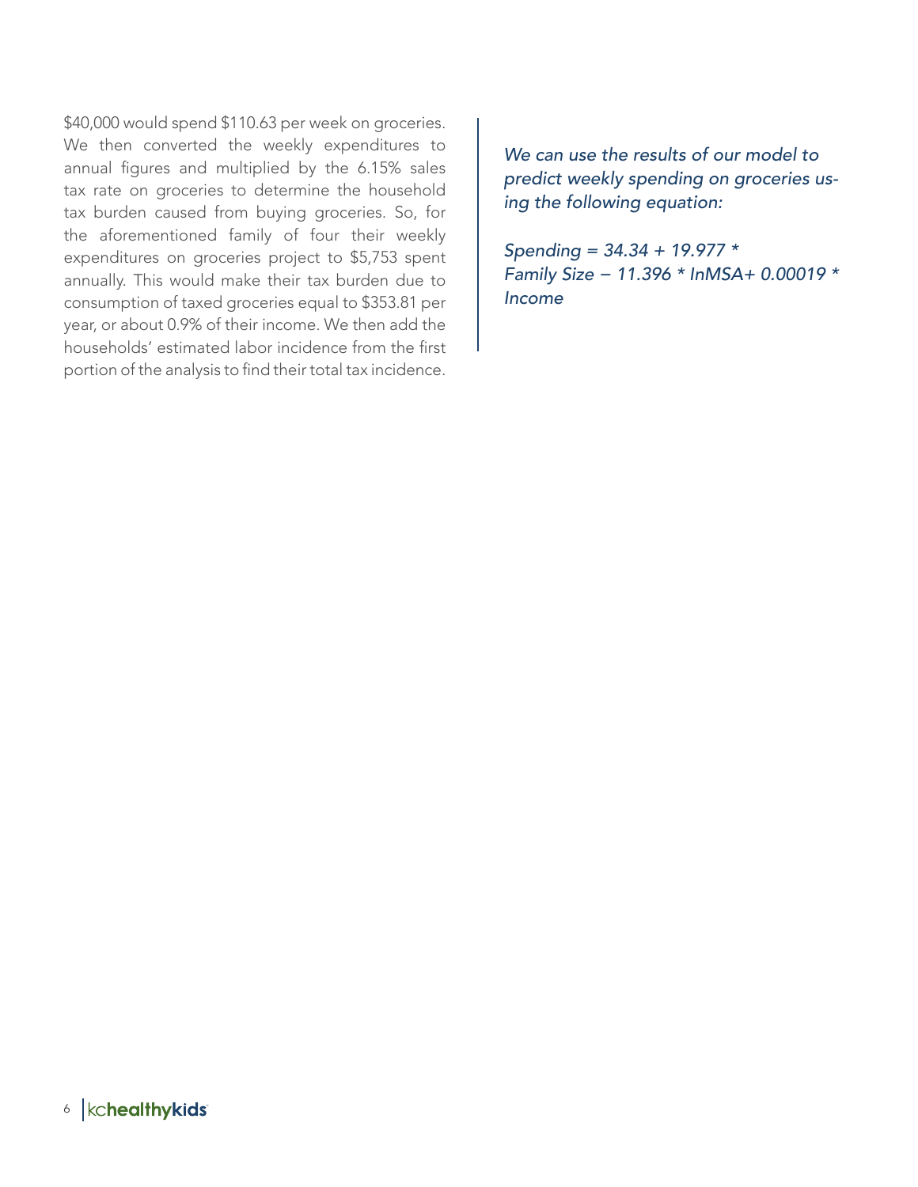$40,000 would spend $110.63 per week on groceries. We then converted the weekly expenditures to annual figures and multiplied by the 6.15% sales tax rate on groceries to determine the household tax burden caused from buying groceries. So, for the aforementioned family of four their weekly expenditures on groceries project to $5,753 spent annually. This would make their tax burden due to consumption of taxed groceries equal to $353.81 per year, or about 0.9% of their income. We then add the households' estimated labor incidence from the first portion of the analysis to find their total tax incidence.

*We can use the results of our model to predict weekly spending on groceries using the following equation:*

$$\text{Spending} = 34.34 + 19.977 * \text{Family Size} - 11.396 * \text{lnMSA} + 0.00019 * \text{Income}$$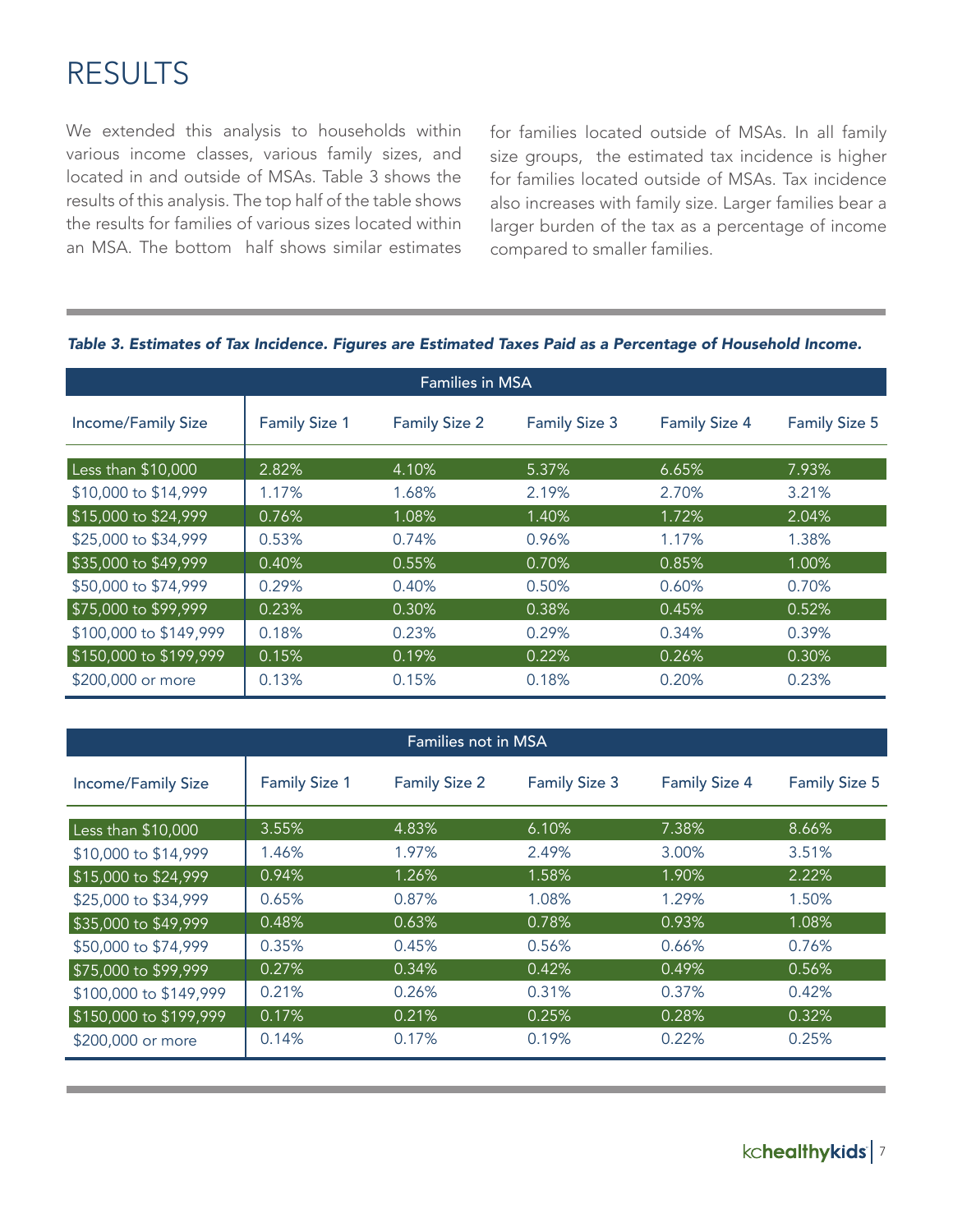# RESULTS

We extended this analysis to households within various income classes, various family sizes, and located in and outside of MSAs. Table 3 shows the results of this analysis. The top half of the table shows the results for families of various sizes located within an MSA. The bottom half shows similar estimates for families located outside of MSAs. In all family size groups, the estimated tax incidence is higher for families located outside of MSAs. Tax incidence also increases with family size. Larger families bear a larger burden of the tax as a percentage of income compared to smaller families.

***Table 3. Estimates of Tax Incidence. Figures are Estimated Taxes Paid as a Percentage of Household Income.***

| Families in MSA | | | | | |
|---|---|---|---|---|---|
| Income/Family Size | Family Size 1 | Family Size 2 | Family Size 3 | Family Size 4 | Family Size 5 |
| Less than $10,000 | 2.82% | 4.10% | 5.37% | 6.65% | 7.93% |
| $10,000 to $14,999 | 1.17% | 1.68% | 2.19% | 2.70% | 3.21% |
| $15,000 to $24,999 | 0.76% | 1.08% | 1.40% | 1.72% | 2.04% |
| $25,000 to $34,999 | 0.53% | 0.74% | 0.96% | 1.17% | 1.38% |
| $35,000 to $49,999 | 0.40% | 0.55% | 0.70% | 0.85% | 1.00% |
| $50,000 to $74,999 | 0.29% | 0.40% | 0.50% | 0.60% | 0.70% |
| $75,000 to $99,999 | 0.23% | 0.30% | 0.38% | 0.45% | 0.52% |
| $100,000 to $149,999 | 0.18% | 0.23% | 0.29% | 0.34% | 0.39% |
| $150,000 to $199,999 | 0.15% | 0.19% | 0.22% | 0.26% | 0.30% |
| $200,000 or more | 0.13% | 0.15% | 0.18% | 0.20% | 0.23% |

| Families not in MSA | | | | | |
|---|---|---|---|---|---|
| Income/Family Size | Family Size 1 | Family Size 2 | Family Size 3 | Family Size 4 | Family Size 5 |
| Less than $10,000 | 3.55% | 4.83% | 6.10% | 7.38% | 8.66% |
| $10,000 to $14,999 | 1.46% | 1.97% | 2.49% | 3.00% | 3.51% |
| $15,000 to $24,999 | 0.94% | 1.26% | 1.58% | 1.90% | 2.22% |
| $25,000 to $34,999 | 0.65% | 0.87% | 1.08% | 1.29% | 1.50% |
| $35,000 to $49,999 | 0.48% | 0.63% | 0.78% | 0.93% | 1.08% |
| $50,000 to $74,999 | 0.35% | 0.45% | 0.56% | 0.66% | 0.76% |
| $75,000 to $99,999 | 0.27% | 0.34% | 0.42% | 0.49% | 0.56% |
| $100,000 to $149,999 | 0.21% | 0.26% | 0.31% | 0.37% | 0.42% |
| $150,000 to $199,999 | 0.17% | 0.21% | 0.25% | 0.28% | 0.32% |
| $200,000 or more | 0.14% | 0.17% | 0.19% | 0.22% | 0.25% |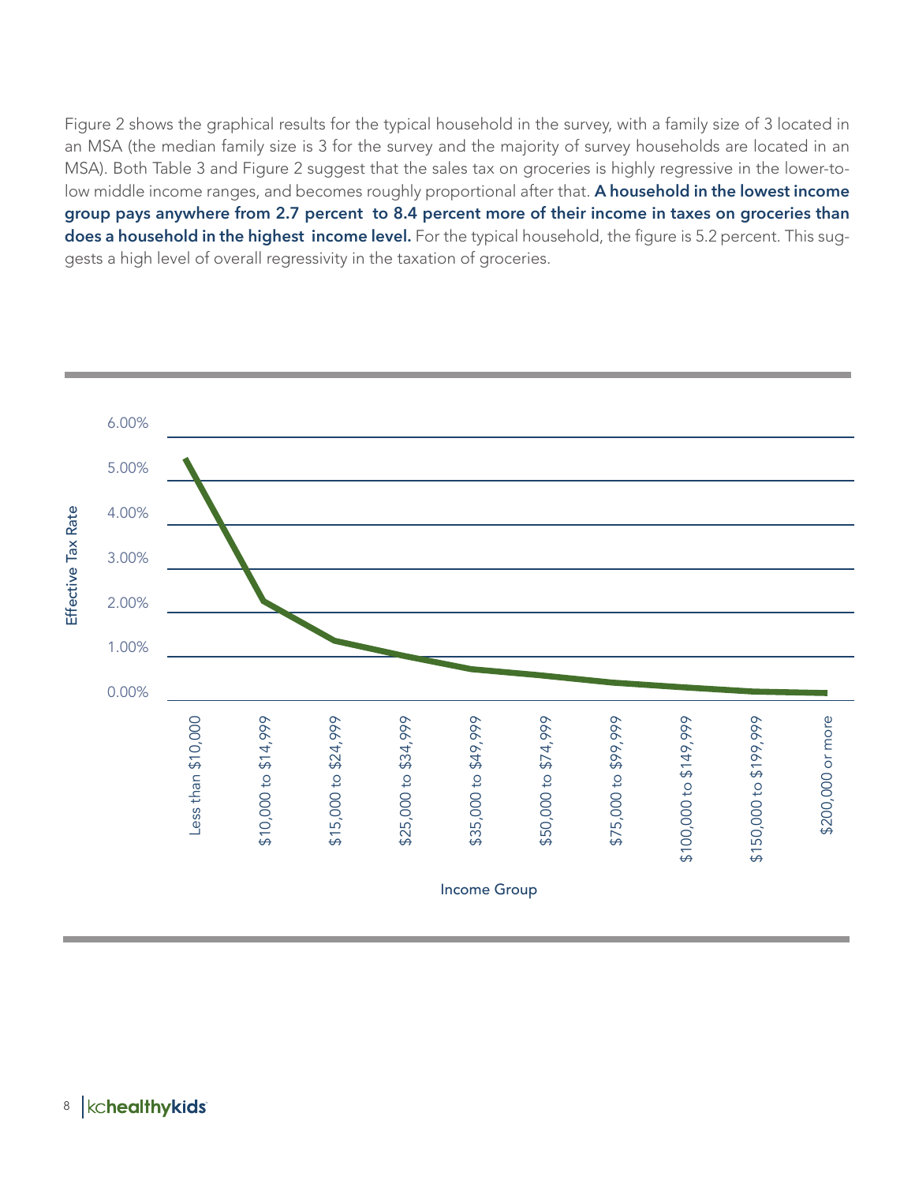Figure 2 shows the graphical results for the typical household in the survey, with a family size of 3 located in an MSA (the median family size is 3 for the survey and the majority of survey households are located in an MSA). Both Table 3 and Figure 2 suggest that the sales tax on groceries is highly regressive in the lower-to-low middle income ranges, and becomes roughly proportional after that. **A household in the lowest income group pays anywhere from 2.7 percent to 8.4 percent more of their income in taxes on groceries than does a household in the highest income level.** For the typical household, the figure is 5.2 percent. This suggests a high level of overall regressivity in the taxation of groceries.

Effective Tax Rate

6.00%
5.00%
4.00%
3.00%
2.00%
1.00%
0.00%

Less than $10,000
$10,000 to $14,999
$15,000 to $24,999
$25,000 to $34,999
$35,000 to $49,999
$50,000 to $74,999
$75,000 to $99,999
$100,000 to $149,999
$150,000 to $199,999
$200,000 or more

Income Group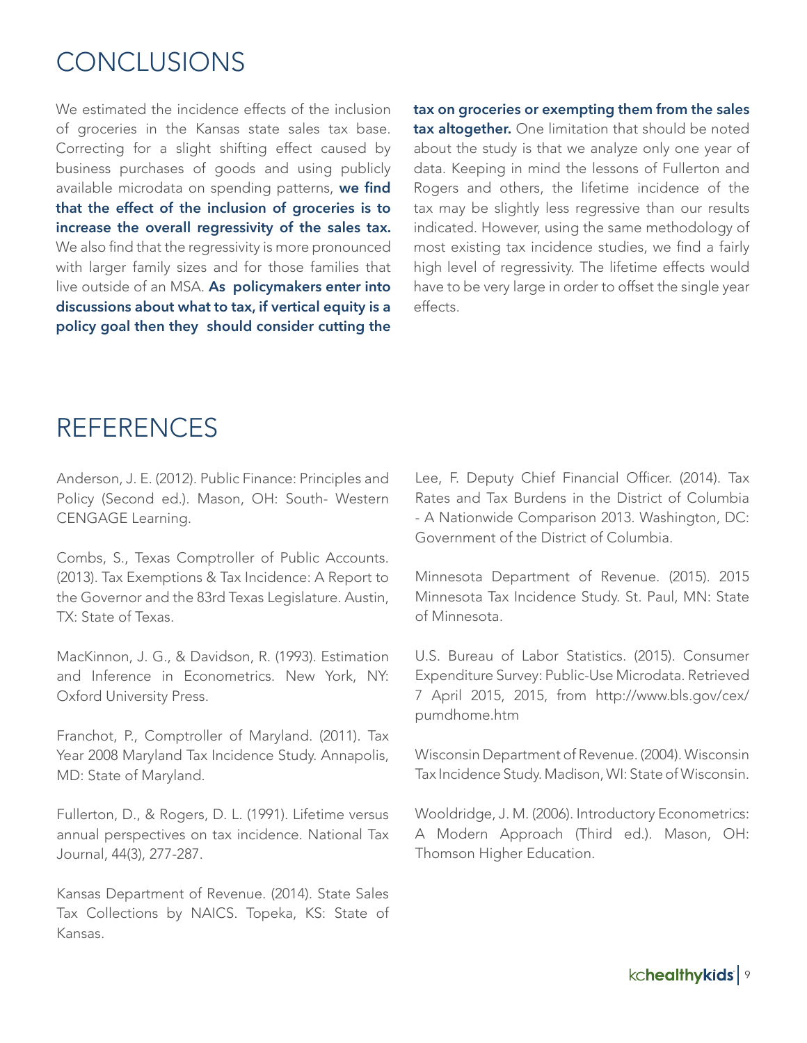## CONCLUSIONS

We estimated the incidence effects of the inclusion of groceries in the Kansas state sales tax base. Correcting for a slight shifting effect caused by business purchases of goods and using publicly available microdata on spending patterns, **we find that the effect of the inclusion of groceries is to increase the overall regressivity of the sales tax.** We also find that the regressivity is more pronounced with larger family sizes and for those families that live outside of an MSA. **As policymakers enter into discussions about what to tax, if vertical equity is a policy goal then they should consider cutting the tax on groceries or exempting them from the sales tax altogether.** One limitation that should be noted about the study is that we analyze only one year of data. Keeping in mind the lessons of Fullerton and Rogers and others, the lifetime incidence of the tax may be slightly less regressive than our results indicated. However, using the same methodology of most existing tax incidence studies, we find a fairly high level of regressivity. The lifetime effects would have to be very large in order to offset the single year effects.

## REFERENCES

Anderson, J. E. (2012). Public Finance: Principles and Policy (Second ed.). Mason, OH: South- Western CENGAGE Learning.

Combs, S., Texas Comptroller of Public Accounts. (2013). Tax Exemptions & Tax Incidence: A Report to the Governor and the 83rd Texas Legislature. Austin, TX: State of Texas.

MacKinnon, J. G., & Davidson, R. (1993). Estimation and Inference in Econometrics. New York, NY: Oxford University Press.

Franchot, P., Comptroller of Maryland. (2011). Tax Year 2008 Maryland Tax Incidence Study. Annapolis, MD: State of Maryland.

Fullerton, D., & Rogers, D. L. (1991). Lifetime versus annual perspectives on tax incidence. National Tax Journal, 44(3), 277-287.

Kansas Department of Revenue. (2014). State Sales Tax Collections by NAICS. Topeka, KS: State of Kansas.

Lee, F. Deputy Chief Financial Officer. (2014). Tax Rates and Tax Burdens in the District of Columbia - A Nationwide Comparison 2013. Washington, DC: Government of the District of Columbia.

Minnesota Department of Revenue. (2015). 2015 Minnesota Tax Incidence Study. St. Paul, MN: State of Minnesota.

U.S. Bureau of Labor Statistics. (2015). Consumer Expenditure Survey: Public-Use Microdata. Retrieved 7 April 2015, 2015, from http://www.bls.gov/cex/pumdhome.htm

Wisconsin Department of Revenue. (2004). Wisconsin Tax Incidence Study. Madison, WI: State of Wisconsin.

Wooldridge, J. M. (2006). Introductory Econometrics: A Modern Approach (Third ed.). Mason, OH: Thomson Higher Education.